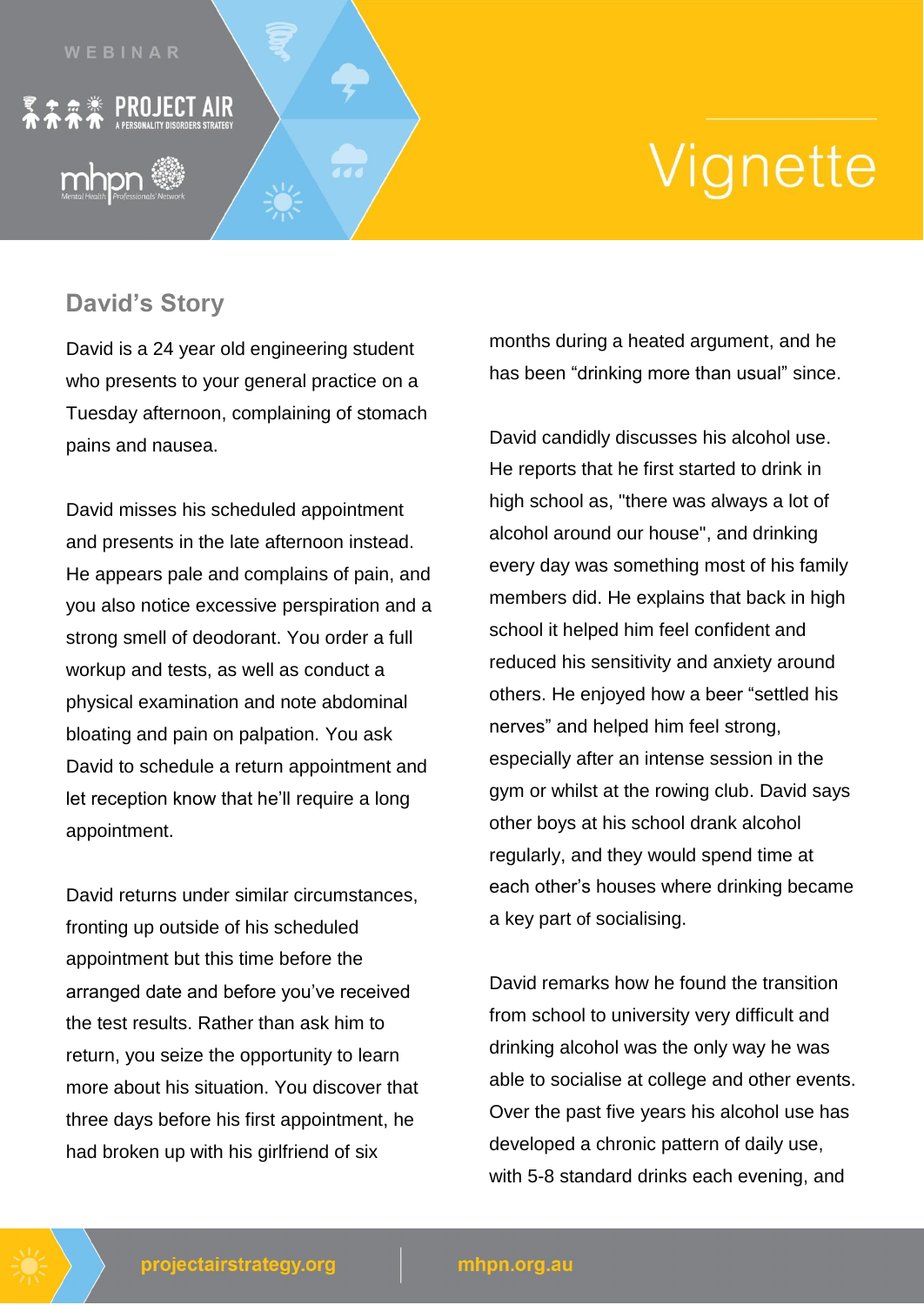# Vignette

## David's Story

David is a 24 year old engineering student who presents to your general practice on a Tuesday afternoon, complaining of stomach pains and nausea.

David misses his scheduled appointment and presents in the late afternoon instead. He appears pale and complains of pain, and you also notice excessive perspiration and a strong smell of deodorant. You order a full workup and tests, as well as conduct a physical examination and note abdominal bloating and pain on palpation. You ask David to schedule a return appointment and let reception know that he'll require a long appointment.

David returns under similar circumstances, fronting up outside of his scheduled appointment but this time before the arranged date and before you've received the test results. Rather than ask him to return, you seize the opportunity to learn more about his situation. You discover that three days before his first appointment, he had broken up with his girlfriend of six months during a heated argument, and he has been "drinking more than usual" since.

David candidly discusses his alcohol use. He reports that he first started to drink in high school as, "there was always a lot of alcohol around our house", and drinking every day was something most of his family members did. He explains that back in high school it helped him feel confident and reduced his sensitivity and anxiety around others. He enjoyed how a beer "settled his nerves" and helped him feel strong, especially after an intense session in the gym or whilst at the rowing club. David says other boys at his school drank alcohol regularly, and they would spend time at each other's houses where drinking became a key part of socialising.

David remarks how he found the transition from school to university very difficult and drinking alcohol was the only way he was able to socialise at college and other events. Over the past five years his alcohol use has developed a chronic pattern of daily use, with 5-8 standard drinks each evening, and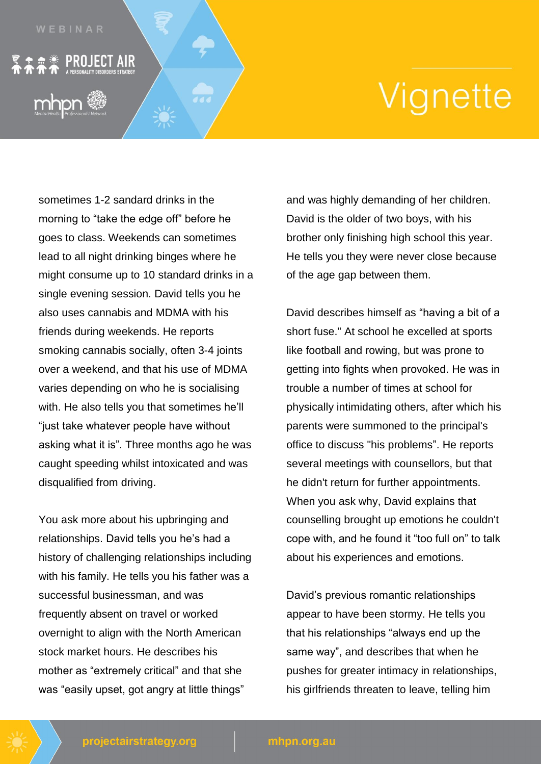# Vignette

sometimes 1-2 sandard drinks in the morning to “take the edge off” before he goes to class. Weekends can sometimes lead to all night drinking binges where he might consume up to 10 standard drinks in a single evening session. David tells you he also uses cannabis and MDMA with his friends during weekends. He reports smoking cannabis socially, often 3-4 joints over a weekend, and that his use of MDMA varies depending on who he is socialising with. He also tells you that sometimes he’ll “just take whatever people have without asking what it is”. Three months ago he was caught speeding whilst intoxicated and was disqualified from driving.

You ask more about his upbringing and relationships. David tells you he’s had a history of challenging relationships including with his family. He tells you his father was a successful businessman, and was frequently absent on travel or worked overnight to align with the North American stock market hours. He describes his mother as “extremely critical” and that she was “easily upset, got angry at little things” and was highly demanding of her children. David is the older of two boys, with his brother only finishing high school this year. He tells you they were never close because of the age gap between them.

David describes himself as “having a bit of a short fuse." At school he excelled at sports like football and rowing, but was prone to getting into fights when provoked. He was in trouble a number of times at school for physically intimidating others, after which his parents were summoned to the principal's office to discuss "his problems”. He reports several meetings with counsellors, but that he didn't return for further appointments. When you ask why, David explains that counselling brought up emotions he couldn't cope with, and he found it “too full on” to talk about his experiences and emotions.

David’s previous romantic relationships appear to have been stormy. He tells you that his relationships “always end up the same way”, and describes that when he pushes for greater intimacy in relationships, his girlfriends threaten to leave, telling him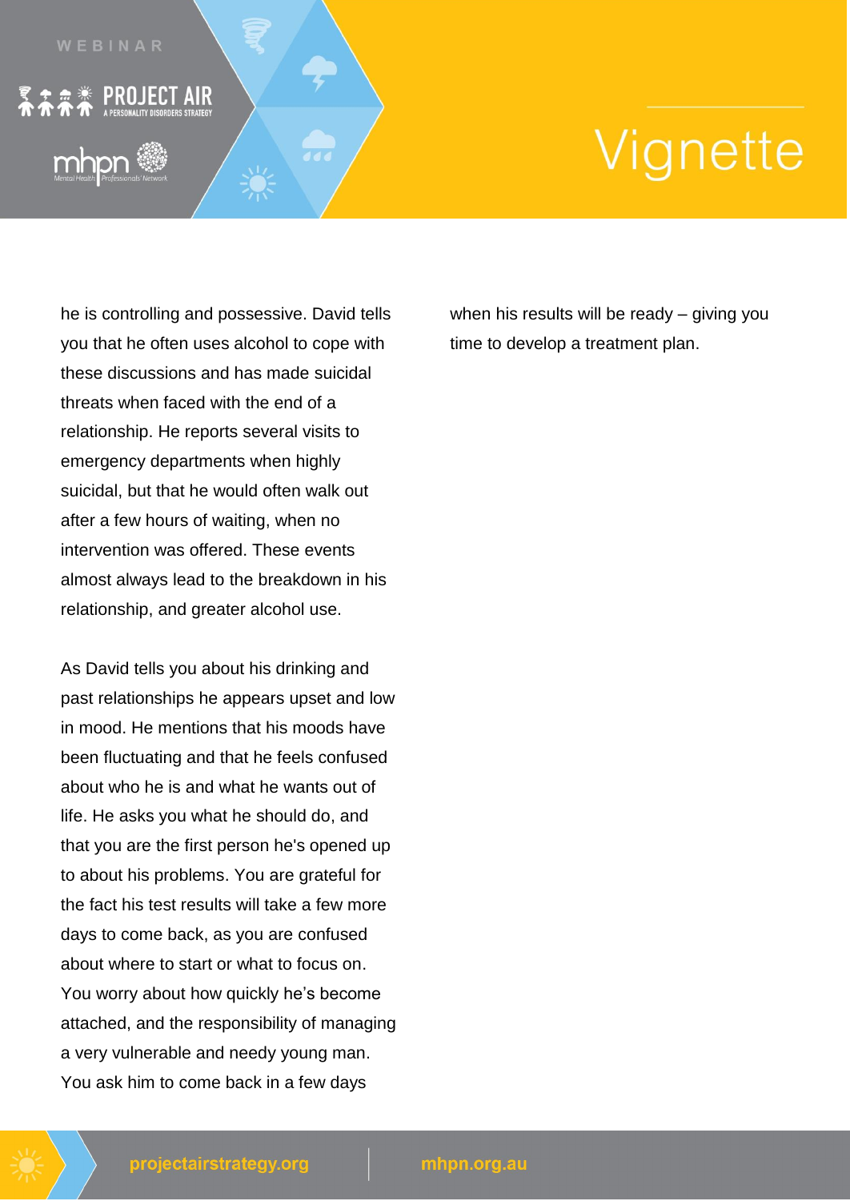# Vignette

he is controlling and possessive. David tells you that he often uses alcohol to cope with these discussions and has made suicidal threats when faced with the end of a relationship. He reports several visits to emergency departments when highly suicidal, but that he would often walk out after a few hours of waiting, when no intervention was offered. These events almost always lead to the breakdown in his relationship, and greater alcohol use.

As David tells you about his drinking and past relationships he appears upset and low in mood. He mentions that his moods have been fluctuating and that he feels confused about who he is and what he wants out of life. He asks you what he should do, and that you are the first person he's opened up to about his problems. You are grateful for the fact his test results will take a few more days to come back, as you are confused about where to start or what to focus on. You worry about how quickly he's become attached, and the responsibility of managing a very vulnerable and needy young man. You ask him to come back in a few days when his results will be ready – giving you time to develop a treatment plan.